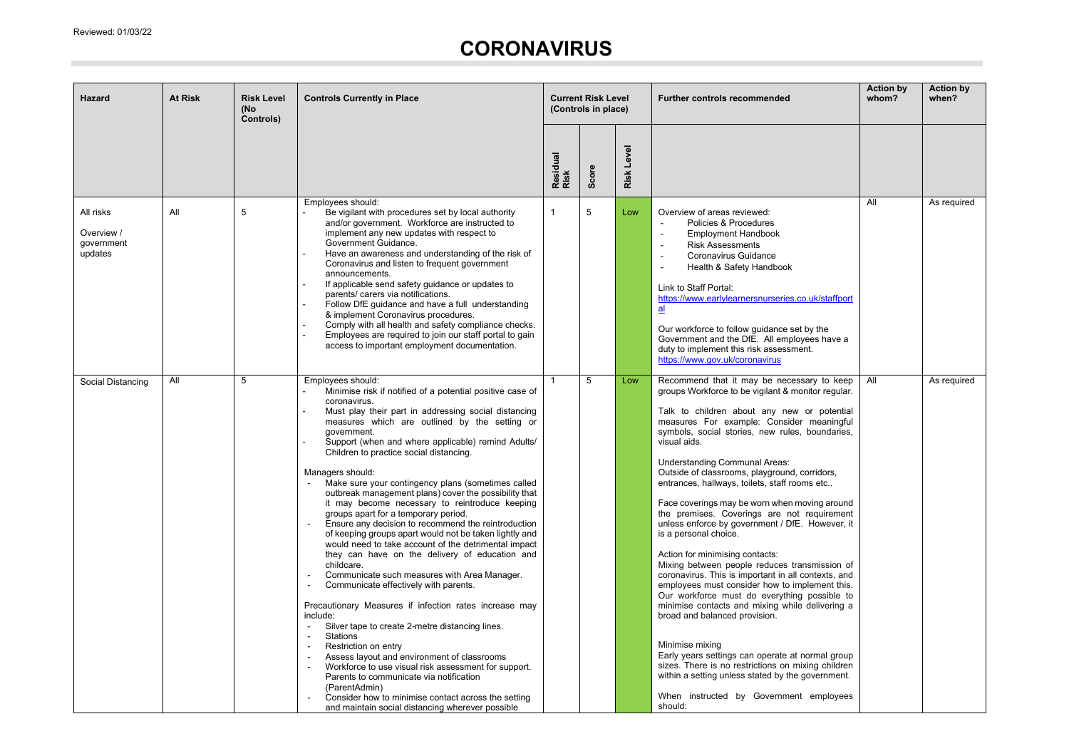Reviewed: 01/03/22

# CORONAVIRUS

| Hazard | At Risk | Risk Level (No Controls) | Controls Currently in Place | Current Risk Level (Controls in place) | | | Further controls recommended | Action by whom? | Action by when? |
|---|---|---|---|---|---|---|---|---|---|
| | | | | Residual Risk | Score | Risk Level | | | |
| All risks<br><br>Overview / government updates | All | 5 | Employees should:<br>- Be vigilant with procedures set by local authority and/or government. Workforce are instructed to implement any new updates with respect to Government Guidance.<br>- Have an awareness and understanding of the risk of Coronavirus and listen to frequent government announcements.<br>- If applicable send safety guidance or updates to parents/ carers via notifications.<br>- Follow DfE guidance and have a full understanding & implement Coronavirus procedures.<br>- Comply with all health and safety compliance checks.<br>- Employees are required to join our staff portal to gain access to important employment documentation. | 1 | 5 | Low | Overview of areas reviewed:<br>- Policies & Procedures<br>- Employment Handbook<br>- Risk Assessments<br>- Coronavirus Guidance<br>- Health & Safety Handbook<br><br>Link to Staff Portal:<br>https://www.earlylearnersnurseries.co.uk/staffportal<br><br>Our workforce to follow guidance set by the Government and the DfE. All employees have a duty to implement this risk assessment.<br>https://www.gov.uk/coronavirus | All | As required |
| Social Distancing | All | 5 | Employees should:<br>- Minimise risk if notified of a potential positive case of coronavirus.<br>- Must play their part in addressing social distancing measures which are outlined by the setting or government.<br>- Support (when and where applicable) remind Adults/ Children to practice social distancing.<br><br>Managers should:<br>- Make sure your contingency plans (sometimes called outbreak management plans) cover the possibility that it may become necessary to reintroduce keeping groups apart for a temporary period.<br>- Ensure any decision to recommend the reintroduction of keeping groups apart would not be taken lightly and would need to take account of the detrimental impact they can have on the delivery of education and childcare.<br>- Communicate such measures with Area Manager.<br>- Communicate effectively with parents.<br><br>Precautionary Measures if infection rates increase may include:<br>- Silver tape to create 2-metre distancing lines.<br>- Stations<br>- Restriction on entry<br>- Assess layout and environment of classrooms<br>- Workforce to use visual risk assessment for support. Parents to communicate via notification (ParentAdmin)<br>- Consider how to minimise contact across the setting and maintain social distancing wherever possible | 1 | 5 | Low | Recommend that it may be necessary to keep groups Workforce to be vigilant & monitor regular.<br><br>Talk to children about any new or potential measures For example: Consider meaningful symbols, social stories, new rules, boundaries, visual aids.<br><br>Understanding Communal Areas:<br>Outside of classrooms, playground, corridors, entrances, hallways, toilets, staff rooms etc..<br><br>Face coverings may be worn when moving around the premises. Coverings are not requirement unless enforce by government / DfE. However, it is a personal choice.<br><br>Action for minimising contacts:<br>Mixing between people reduces transmission of coronavirus. This is important in all contexts, and employees must consider how to implement this. Our workforce must do everything possible to minimise contacts and mixing while delivering a broad and balanced provision.<br><br>Minimise mixing<br>Early years settings can operate at normal group sizes. There is no restrictions on mixing children within a setting unless stated by the government.<br><br>When instructed by Government employees should: | All | As required |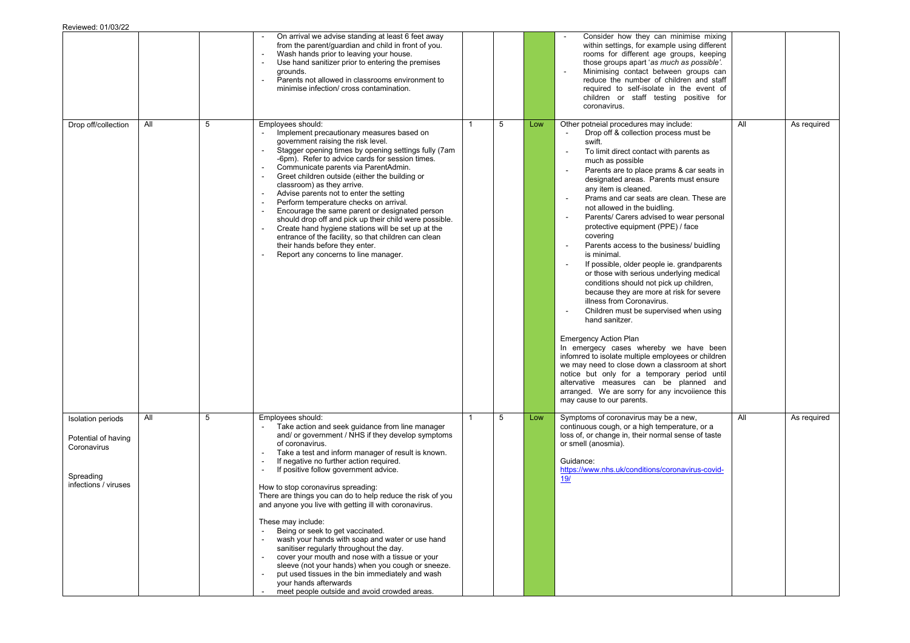Reviewed: 01/03/22

| | | | | | | | | | |
|---|---|---|---|---|---|---|---|---|---|
| | | | - On arrival we advise standing at least 6 feet away from the parent/guardian and child in front of you.<br>- Wash hands prior to leaving your house.<br>- Use hand sanitizer prior to entering the premises grounds.<br>- Parents not allowed in classrooms environment to minimise infection/ cross contamination. | | | | - Consider how they can minimise mixing within settings, for example using different rooms for different age groups, keeping those groups apart '*as much as possible'*.<br>- Minimising contact between groups can reduce the number of children and staff required to self-isolate in the event of children or staff testing positive for coronavirus. | | |
| Drop off/collection | All | 5 | Employees should:<br>- Implement precautionary measures based on government raising the risk level.<br>- Stagger opening times by opening settings fully (7am -6pm). Refer to advice cards for session times.<br>- Communicate parents via ParentAdmin.<br>- Greet children outside (either the building or classroom) as they arrive.<br>- Advise parents not to enter the setting<br>- Perform temperature checks on arrival.<br>- Encourage the same parent or designated person should drop off and pick up their child were possible.<br>- Create hand hygiene stations will be set up at the entrance of the facility, so that children can clean their hands before they enter.<br>- Report any concerns to line manager. | 1 | 5 | Low | Other potneial procedures may include:<br>- Drop off & collection process must be swift.<br>- To limit direct contact with parents as much as possible<br>- Parents are to place prams & car seats in designated areas. Parents must ensure any item is cleaned.<br>- Prams and car seats are clean. These are not allowed in the buidling.<br>- Parents/ Carers advised to wear personal protective equipment (PPE) / face covering<br>- Parents access to the business/ buidling is minimal.<br>- If possible, older people ie. grandparents or those with serious underlying medical conditions should not pick up children, because they are more at risk for severe illness from Coronavirus.<br>- Children must be supervised when using hand sanitzer.<br><br>Emergency Action Plan<br>In emergecy cases whereby we have been infomred to isolate multiple employees or children we may need to close down a classroom at short notice but only for a temporary period until altervative measures can be planned and arranged. We are sorry for any incvoiience this may cause to our parents. | All | As required |
| Isolation periods<br><br>Potential of having Coronavirus<br><br>Spreading infections / viruses | All | 5 | Employees should:<br>- Take action and seek guidance from line manager and/ or government / NHS if they develop symptoms of coronavirus.<br>- Take a test and inform manager of result is known.<br>- If negative no further action required.<br>- If positive follow government advice.<br><br>How to stop coronavirus spreading:<br>There are things you can do to help reduce the risk of you and anyone you live with getting ill with coronavirus.<br><br>These may include:<br>- Being or seek to get vaccinated.<br>- wash your hands with soap and water or use hand sanitiser regularly throughout the day.<br>- cover your mouth and nose with a tissue or your sleeve (not your hands) when you cough or sneeze.<br>- put used tissues in the bin immediately and wash your hands afterwards<br>- meet people outside and avoid crowded areas. | 1 | 5 | Low | Symptoms of coronavirus may be a new, continuous cough, or a high temperature, or a loss of, or change in, their normal sense of taste or smell (anosmia).<br><br>Guidance:<br>https://www.nhs.uk/conditions/coronavirus-covid-19/ | All | As required |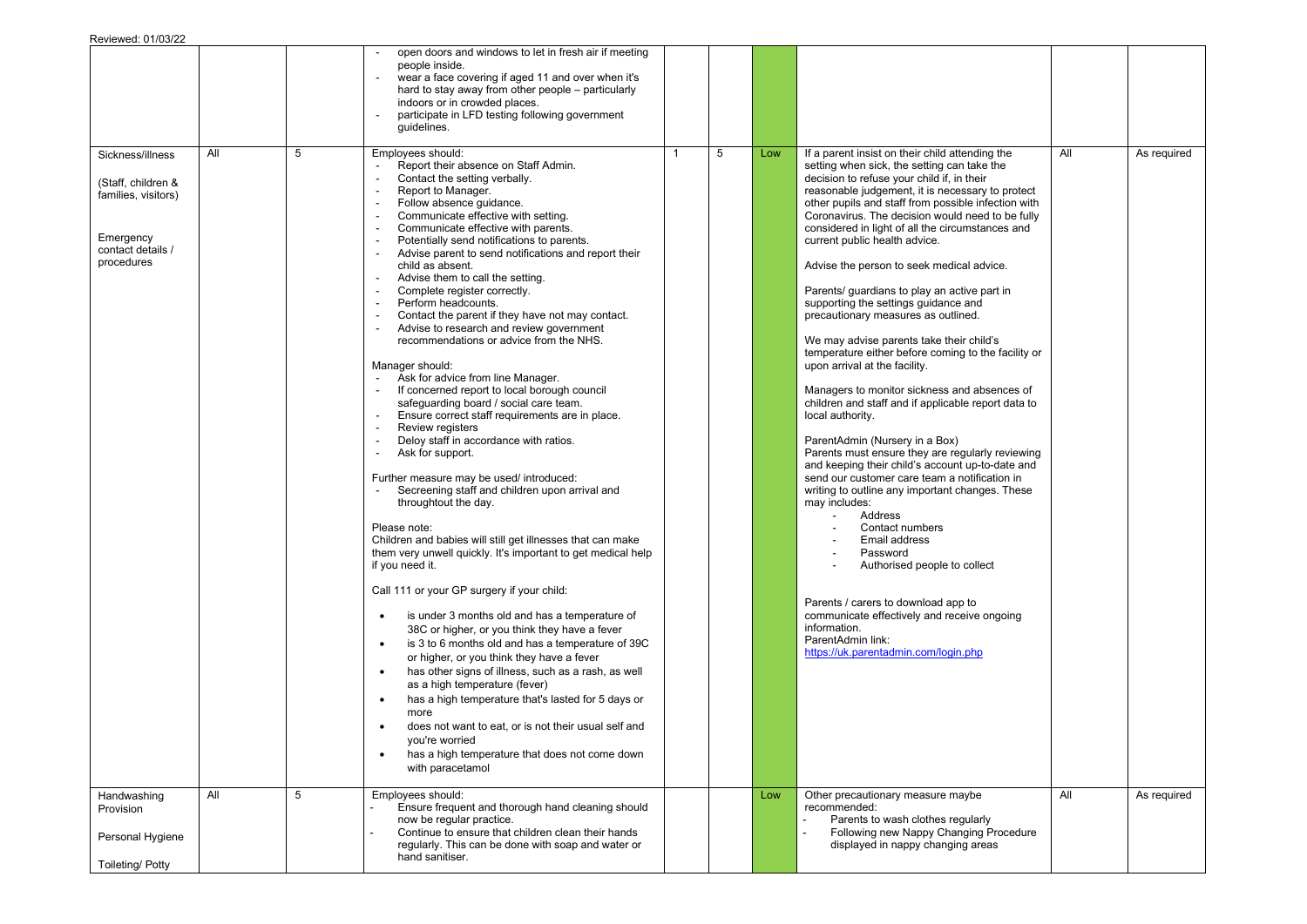Reviewed: 01/03/22

| | | | | | | | | | |
|---|---|---|---|---|---|---|---|---|---|
| | | | - open doors and windows to let in fresh air if meeting people inside.<br>- wear a face covering if aged 11 and over when it's hard to stay away from other people – particularly indoors or in crowded places.<br>- participate in LFD testing following government guidelines. | | | | | | |
| Sickness/illness<br><br>(Staff, children & families, visitors)<br><br>Emergency contact details / procedures | All | 5 | Employees should:<br>- Report their absence on Staff Admin.<br>- Contact the setting verbally.<br>- Report to Manager.<br>- Follow absence guidance.<br>- Communicate effective with setting.<br>- Communicate effective with parents.<br>- Potentially send notifications to parents.<br>- Advise parent to send notifications and report their child as absent.<br>- Advise them to call the setting.<br>- Complete register correctly.<br>- Perform headcounts.<br>- Contact the parent if they have not may contact.<br>- Advise to research and review government recommendations or advice from the NHS.<br><br>Manager should:<br>- Ask for advice from line Manager.<br>- If concerned report to local borough council safeguarding board / social care team.<br>- Ensure correct staff requirements are in place.<br>- Review registers<br>- Deloy staff in accordance with ratios.<br>- Ask for support.<br><br>Further measure may be used/ introduced:<br>- Secreening staff and children upon arrival and throughtout the day.<br><br>Please note:<br>Children and babies will still get illnesses that can make them very unwell quickly. It's important to get medical help if you need it.<br><br>Call 111 or your GP surgery if your child:<br>• is under 3 months old and has a temperature of 38C or higher, or you think they have a fever<br>• is 3 to 6 months old and has a temperature of 39C or higher, or you think they have a fever<br>• has other signs of illness, such as a rash, as well as a high temperature (fever)<br>• has a high temperature that's lasted for 5 days or more<br>• does not want to eat, or is not their usual self and you're worried<br>• has a high temperature that does not come down with paracetamol | 1 | 5 | Low | If a parent insist on their child attending the setting when sick, the setting can take the decision to refuse your child if, in their reasonable judgement, it is necessary to protect other pupils and staff from possible infection with Coronavirus. The decision would need to be fully considered in light of all the circumstances and current public health advice.<br><br>Advise the person to seek medical advice.<br><br>Parents/ guardians to play an active part in supporting the settings guidance and precautionary measures as outlined.<br><br>We may advise parents take their child's temperature either before coming to the facility or upon arrival at the facility.<br><br>Managers to monitor sickness and absences of children and staff and if applicable report data to local authority.<br><br>ParentAdmin (Nursery in a Box)<br>Parents must ensure they are regularly reviewing and keeping their child's account up-to-date and send our customer care team a notification in writing to outline any important changes. These may includes:<br>- Address<br>- Contact numbers<br>- Email address<br>- Password<br>- Authorised people to collect<br><br>Parents / carers to download app to communicate effectively and receive ongoing information.<br>ParentAdmin link:<br>https://uk.parentadmin.com/login.php | All | As required |
| Handwashing Provision<br><br>Personal Hygiene<br><br>Toileting/ Potty | All | 5 | Employees should:<br>- Ensure frequent and thorough hand cleaning should now be regular practice.<br>- Continue to ensure that children clean their hands regularly. This can be done with soap and water or hand sanitiser. | | | Low | Other precautionary measure maybe recommended:<br>- Parents to wash clothes regularly<br>- Following new Nappy Changing Procedure displayed in nappy changing areas | All | As required |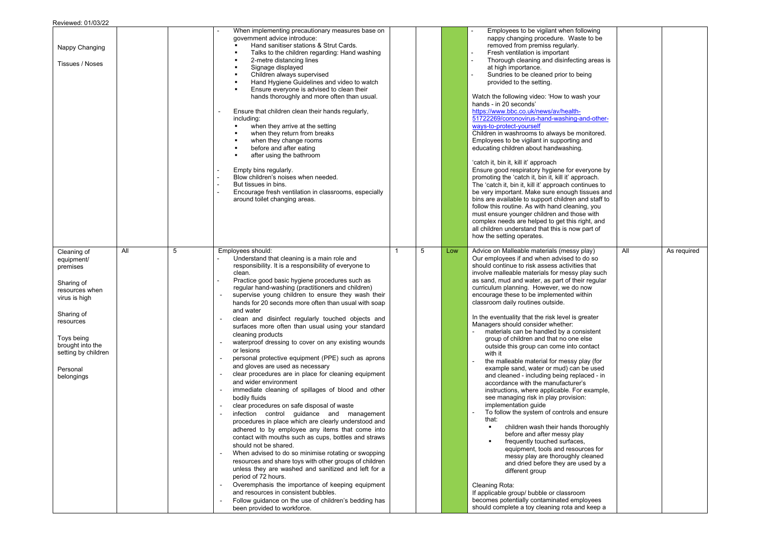Reviewed: 01/03/22

| | | | | | | | | | |
|---|---|---|---|---|---|---|---|---|---|
| Nappy Changing<br><br>Tissues / Noses | | | - When implementing precautionary measures base on government advice introduce:<br>▪ Hand sanitiser stations & Strut Cards.<br>▪ Talks to the children regarding: Hand washing<br>▪ 2-metre distancing lines<br>▪ Signage displayed<br>▪ Children always supervised<br>▪ Hand Hygiene Guidelines and video to watch<br>▪ Ensure everyone is advised to clean their hands thoroughly and more often than usual.<br><br>- Ensure that children clean their hands regularly, including:<br>▪ when they arrive at the setting<br>▪ when they return from breaks<br>▪ when they change rooms<br>▪ before and after eating<br>▪ after using the bathroom<br><br>- Empty bins regularly.<br>- Blow children's noises when needed.<br>- But tissues in bins.<br>- Encourage fresh ventilation in classrooms, especially around toilet changing areas. | | | | - Employees to be vigilant when following nappy changing procedure. Waste to be removed from premiss regularly.<br>- Fresh ventilation is important<br>- Thorough cleaning and disinfecting areas is at high importance.<br>- Sundries to be cleaned prior to being provided to the setting.<br><br>Watch the following video: 'How to wash your hands - in 20 seconds'<br>[https://www.bbc.co.uk/news/av/health-51722269/coronovirus-hand-washing-and-other-ways-to-protect-yourself](https://www.bbc.co.uk/news/av/health-51722269/coronovirus-hand-washing-and-other-ways-to-protect-yourself)<br>Children in washrooms to always be monitored. Employees to be vigilant in supporting and educating children about handwashing.<br><br>'catch it, bin it, kill it' approach<br>Ensure good respiratory hygiene for everyone by promoting the 'catch it, bin it, kill it' approach. The 'catch it, bin it, kill it' approach continues to be very important. Make sure enough tissues and bins are available to support children and staff to follow this routine. As with hand cleaning, you must ensure younger children and those with complex needs are helped to get this right, and all children understand that this is now part of how the setting operates. | | |
| Cleaning of equipment/ premises<br><br>Sharing of resources when virus is high<br><br>Sharing of resources<br><br>Toys being brought into the setting by children<br><br>Personal belongings | All | 5 | Employees should:<br>- Understand that cleaning is a main role and responsibility. It is a responsibility of everyone to clean.<br>- Practice good basic hygiene procedures such as regular hand-washing (practitioners and children)<br>- supervise young children to ensure they wash their hands for 20 seconds more often than usual with soap and water<br>- clean and disinfect regularly touched objects and surfaces more often than usual using your standard cleaning products<br>- waterproof dressing to cover on any existing wounds or lesions<br>- personal protective equipment (PPE) such as aprons and gloves are used as necessary<br>- clear procedures are in place for cleaning equipment and wider environment<br>- immediate cleaning of spillages of blood and other bodily fluids<br>- clear procedures on safe disposal of waste<br>- infection control guidance and management procedures in place which are clearly understood and adhered to by employee any items that come into contact with mouths such as cups, bottles and straws should not be shared.<br>- When advised to do so minimise rotating or swopping resources and share toys with other groups of children unless they are washed and sanitized and left for a period of 72 hours.<br>- Overemphasis the importance of keeping equipment and resources in consistent bubbles.<br>- Follow guidance on the use of children's bedding has been provided to workforce. | 1 | 5 | Low | Advice on Malleable materials (messy play)<br>Our employees if and when advised to do so should continue to risk assess activities that involve malleable materials for messy play such as sand, mud and water, as part of their regular curriculum planning. However, we do now encourage these to be implemented within classroom daily routines outside.<br><br>In the eventuality that the risk level is greater Managers should consider whether:<br>- materials can be handled by a consistent group of children and that no one else outside this group can come into contact with it<br>- the malleable material for messy play (for example sand, water or mud) can be used and cleaned - including being replaced - in accordance with the manufacturer's instructions, where applicable. For example, see managing risk in play provision: implementation guide<br>- To follow the system of controls and ensure that:<br>▪ children wash their hands thoroughly before and after messy play<br>▪ frequently touched surfaces, equipment, tools and resources for messy play are thoroughly cleaned and dried before they are used by a different group<br><br>Cleaning Rota:<br>If applicable group/ bubble or classroom becomes potentially contaminated employees should complete a toy cleaning rota and keep a | All | As required |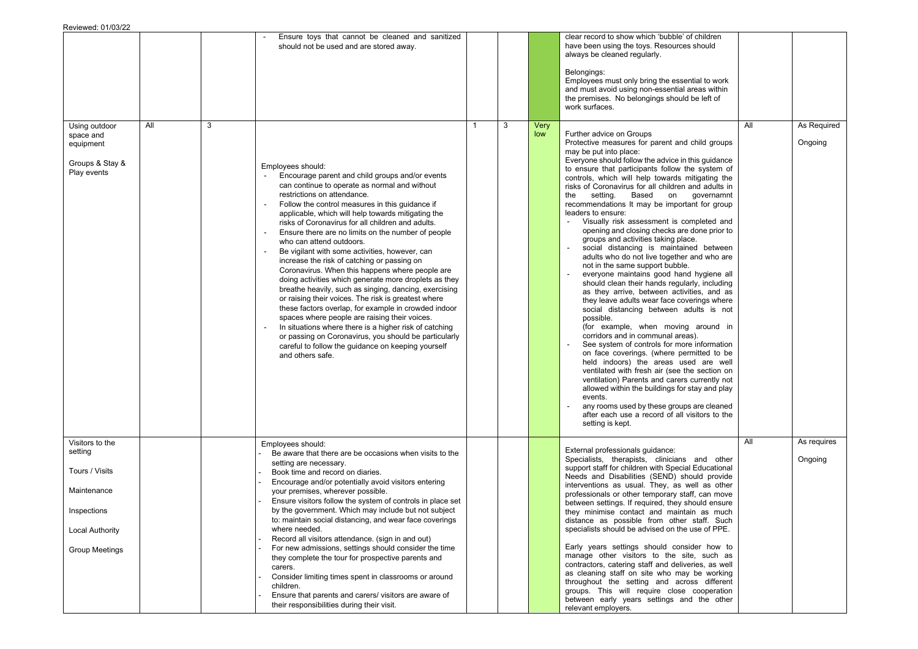Reviewed: 01/03/22

| | | | | | | | | | |
|---|---|---|---|---|---|---|---|---|---|
| | | | - Ensure toys that cannot be cleaned and sanitized should not be used and are stored away. | | | | clear record to show which 'bubble' of children have been using the toys. Resources should always be cleaned regularly.<br><br>Belongings:<br>Employees must only bring the essential to work and must avoid using non-essential areas within the premises. No belongings should be left of work surfaces. | | |
| Using outdoor space and equipment<br><br>Groups & Stay & Play events | All | 3 | Employees should:<br>- Encourage parent and child groups and/or events can continue to operate as normal and without restrictions on attendance.<br>- Follow the control measures in this guidance if applicable, which will help towards mitigating the risks of Coronavirus for all children and adults.<br>- Ensure there are no limits on the number of people who can attend outdoors.<br>- Be vigilant with some activities, however, can increase the risk of catching or passing on Coronavirus. When this happens where people are doing activities which generate more droplets as they breathe heavily, such as singing, dancing, exercising or raising their voices. The risk is greatest where these factors overlap, for example in crowded indoor spaces where people are raising their voices.<br>- In situations where there is a higher risk of catching or passing on Coronavirus, you should be particularly careful to follow the guidance on keeping yourself and others safe. | 1 | 3 | Very low | Further advice on Groups<br>Protective measures for parent and child groups may be put into place:<br>Everyone should follow the advice in this guidance to ensure that participants follow the system of controls, which will help towards mitigating the risks of Coronavirus for all children and adults in the setting. Based on governamnt recommendations It may be important for group leaders to ensure:<br>- Visually risk assessment is completed and opening and closing checks are done prior to groups and activities taking place.<br>- social distancing is maintained between adults who do not live together and who are not in the same support bubble.<br>- everyone maintains good hand hygiene all should clean their hands regularly, including as they arrive, between activities, and as they leave adults wear face coverings where social distancing between adults is not possible.<br>(for example, when moving around in corridors and in communal areas).<br>- See system of controls for more information on face coverings. (where permitted to be held indoors) the areas used are well ventilated with fresh air (see the section on ventilation) Parents and carers currently not allowed within the buildings for stay and play events.<br>- any rooms used by these groups are cleaned after each use a record of all visitors to the setting is kept. | All | As Required<br><br>Ongoing |
| Visitors to the setting<br><br>Tours / Visits<br><br>Maintenance<br><br>Inspections<br><br>Local Authority<br><br>Group Meetings | | | Employees should:<br>- Be aware that there are be occasions when visits to the setting are necessary.<br>- Book time and record on diaries.<br>- Encourage and/or potentially avoid visitors entering your premises, wherever possible.<br>- Ensure visitors follow the system of controls in place set by the government. Which may include but not subject to: maintain social distancing, and wear face coverings where needed.<br>- Record all visitors attendance. (sign in and out)<br>- For new admissions, settings should consider the time they complete the tour for prospective parents and carers.<br>- Consider limiting times spent in classrooms or around children.<br>- Ensure that parents and carers/ visitors are aware of their responsibilities during their visit. | | | | External professionals guidance:<br>Specialists, therapists, clinicians and other support staff for children with Special Educational Needs and Disabilities (SEND) should provide interventions as usual. They, as well as other professionals or other temporary staff, can move between settings. If required, they should ensure they minimise contact and maintain as much distance as possible from other staff. Such specialists should be advised on the use of PPE.<br><br>Early years settings should consider how to manage other visitors to the site, such as contractors, catering staff and deliveries, as well as cleaning staff on site who may be working throughout the setting and across different groups. This will require close cooperation between early years settings and the other relevant employers. | All | As requires<br><br>Ongoing |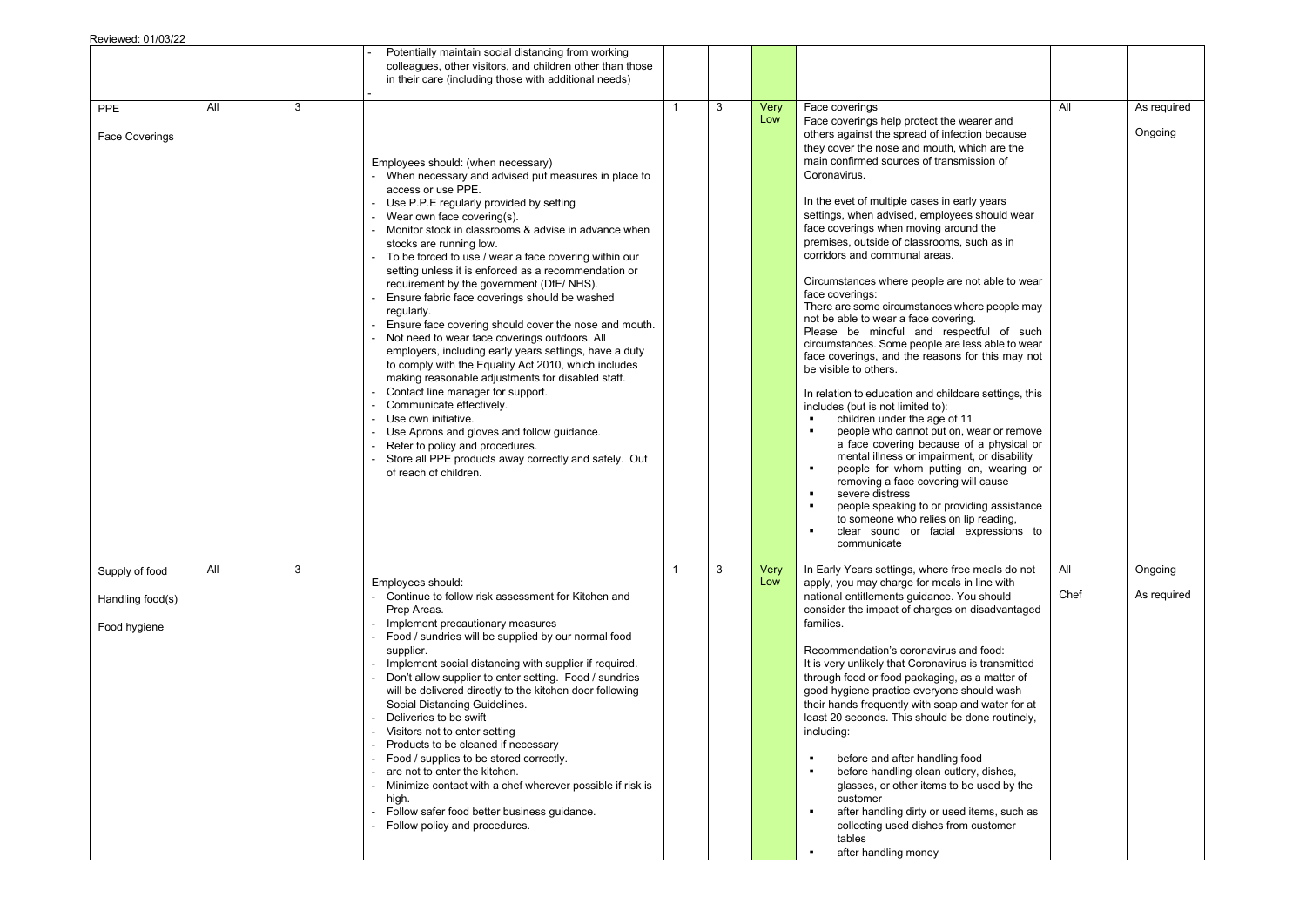Reviewed: 01/03/22

| | | | | | | | | | |
|---|---|---|---|---|---|---|---|---|---|
| | | | - Potentially maintain social distancing from working colleagues, other visitors, and children other than those in their care (including those with additional needs)<br>- | | | | | | |
| PPE<br><br>Face Coverings | All | 3 | Employees should: (when necessary)<br>- When necessary and advised put measures in place to access or use PPE.<br>- Use P.P.E regularly provided by setting<br>- Wear own face covering(s).<br>- Monitor stock in classrooms & advise in advance when stocks are running low.<br>- To be forced to use / wear a face covering within our setting unless it is enforced as a recommendation or requirement by the government (DfE/ NHS).<br>- Ensure fabric face coverings should be washed regularly.<br>- Ensure face covering should cover the nose and mouth.<br>- Not need to wear face coverings outdoors. All employers, including early years settings, have a duty to comply with the Equality Act 2010, which includes making reasonable adjustments for disabled staff.<br>- Contact line manager for support.<br>- Communicate effectively.<br>- Use own initiative.<br>- Use Aprons and gloves and follow guidance.<br>- Refer to policy and procedures.<br>- Store all PPE products away correctly and safely. Out of reach of children. | 1 | 3 | Very Low | Face coverings<br>Face coverings help protect the wearer and others against the spread of infection because they cover the nose and mouth, which are the main confirmed sources of transmission of Coronavirus.<br><br>In the evet of multiple cases in early years settings, when advised, employees should wear face coverings when moving around the premises, outside of classrooms, such as in corridors and communal areas.<br><br>Circumstances where people are not able to wear face coverings:<br>There are some circumstances where people may not be able to wear a face covering.<br>Please be mindful and respectful of such circumstances. Some people are less able to wear face coverings, and the reasons for this may not be visible to others.<br><br>In relation to education and childcare settings, this includes (but is not limited to):<br>▪ children under the age of 11<br>▪ people who cannot put on, wear or remove a face covering because of a physical or mental illness or impairment, or disability<br>▪ people for whom putting on, wearing or removing a face covering will cause<br>▪ severe distress<br>▪ people speaking to or providing assistance to someone who relies on lip reading,<br>▪ clear sound or facial expressions to communicate | All | As required<br><br>Ongoing |
| Supply of food<br><br>Handling food(s)<br><br>Food hygiene | All | 3 | Employees should:<br>- Continue to follow risk assessment for Kitchen and Prep Areas.<br>- Implement precautionary measures<br>- Food / sundries will be supplied by our normal food supplier.<br>- Implement social distancing with supplier if required.<br>- Don't allow supplier to enter setting. Food / sundries will be delivered directly to the kitchen door following Social Distancing Guidelines.<br>- Deliveries to be swift<br>- Visitors not to enter setting<br>- Products to be cleaned if necessary<br>- Food / supplies to be stored correctly.<br>- are not to enter the kitchen.<br>- Minimize contact with a chef wherever possible if risk is high.<br>- Follow safer food better business guidance.<br>- Follow policy and procedures. | 1 | 3 | Very Low | In Early Years settings, where free meals do not apply, you may charge for meals in line with national entitlements guidance. You should consider the impact of charges on disadvantaged families.<br><br>Recommendation's coronavirus and food:<br>It is very unlikely that Coronavirus is transmitted through food or food packaging, as a matter of good hygiene practice everyone should wash their hands frequently with soap and water for at least 20 seconds. This should be done routinely, including:<br><br>▪ before and after handling food<br>▪ before handling clean cutlery, dishes, glasses, or other items to be used by the customer<br>▪ after handling dirty or used items, such as collecting used dishes from customer tables<br>▪ after handling money | All<br><br>Chef | Ongoing<br><br>As required |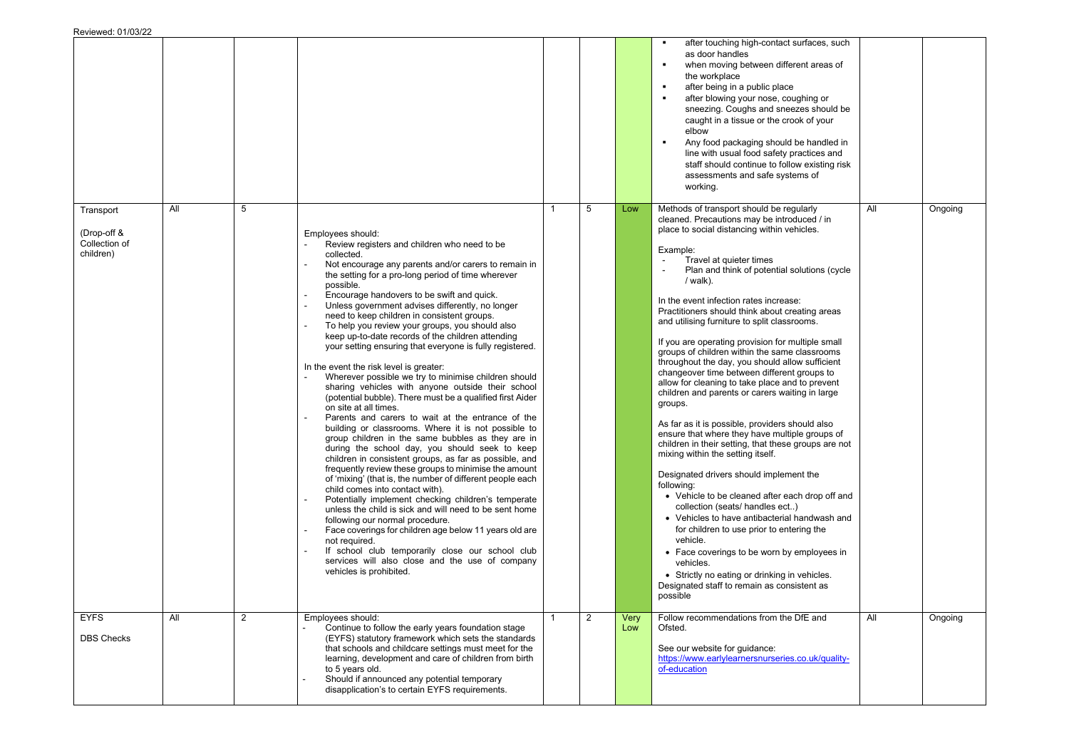| | | | | | | | | | |
|---|---|---|---|---|---|---|---|---|---|
| | | | | | | | ▪ after touching high-contact surfaces, such as door handles<br>▪ when moving between different areas of the workplace<br>▪ after being in a public place<br>▪ after blowing your nose, coughing or sneezing. Coughs and sneezes should be caught in a tissue or the crook of your elbow<br>▪ Any food packaging should be handled in line with usual food safety practices and staff should continue to follow existing risk assessments and safe systems of working. | | |
| Transport<br><br>(Drop-off & Collection of children) | All | 5 | Employees should:<br>- Review registers and children who need to be collected.<br>- Not encourage any parents and/or carers to remain in the setting for a pro-long period of time wherever possible.<br>- Encourage handovers to be swift and quick.<br>- Unless government advises differently, no longer need to keep children in consistent groups.<br>- To help you review your groups, you should also keep up-to-date records of the children attending your setting ensuring that everyone is fully registered.<br><br>In the event the risk level is greater:<br>- Wherever possible we try to minimise children should sharing vehicles with anyone outside their school (potential bubble). There must be a qualified first Aider on site at all times.<br>- Parents and carers to wait at the entrance of the building or classrooms. Where it is not possible to group children in the same bubbles as they are in during the school day, you should seek to keep children in consistent groups, as far as possible, and frequently review these groups to minimise the amount of 'mixing' (that is, the number of different people each child comes into contact with).<br>- Potentially implement checking children's temperate unless the child is sick and will need to be sent home following our normal procedure.<br>- Face coverings for children age below 11 years old are not required.<br>- If school club temporarily close our school club services will also close and the use of company vehicles is prohibited. | 1 | 5 | Low | Methods of transport should be regularly cleaned. Precautions may be introduced / in place to social distancing within vehicles.<br><br>Example:<br>- Travel at quieter times<br>- Plan and think of potential solutions (cycle / walk).<br><br>In the event infection rates increase:<br>Practitioners should think about creating areas and utilising furniture to split classrooms.<br><br>If you are operating provision for multiple small groups of children within the same classrooms throughout the day, you should allow sufficient changeover time between different groups to allow for cleaning to take place and to prevent children and parents or carers waiting in large groups.<br><br>As far as it is possible, providers should also ensure that where they have multiple groups of children in their setting, that these groups are not mixing within the setting itself.<br><br>Designated drivers should implement the following:<br>• Vehicle to be cleaned after each drop off and collection (seats/ handles ect..)<br>• Vehicles to have antibacterial handwash and for children to use prior to entering the vehicle.<br>• Face coverings to be worn by employees in vehicles.<br>• Strictly no eating or drinking in vehicles.<br>Designated staff to remain as consistent as possible | All | Ongoing |
| EYFS<br><br>DBS Checks | All | 2 | Employees should:<br>- Continue to follow the early years foundation stage (EYFS) statutory framework which sets the standards that schools and childcare settings must meet for the learning, development and care of children from birth to 5 years old.<br>- Should if announced any potential temporary disapplication's to certain EYFS requirements. | 1 | 2 | Very Low | Follow recommendations from the DfE and Ofsted.<br><br>See our website for guidance:<br>https://www.earlylearnersnurseries.co.uk/quality-of-education | All | Ongoing |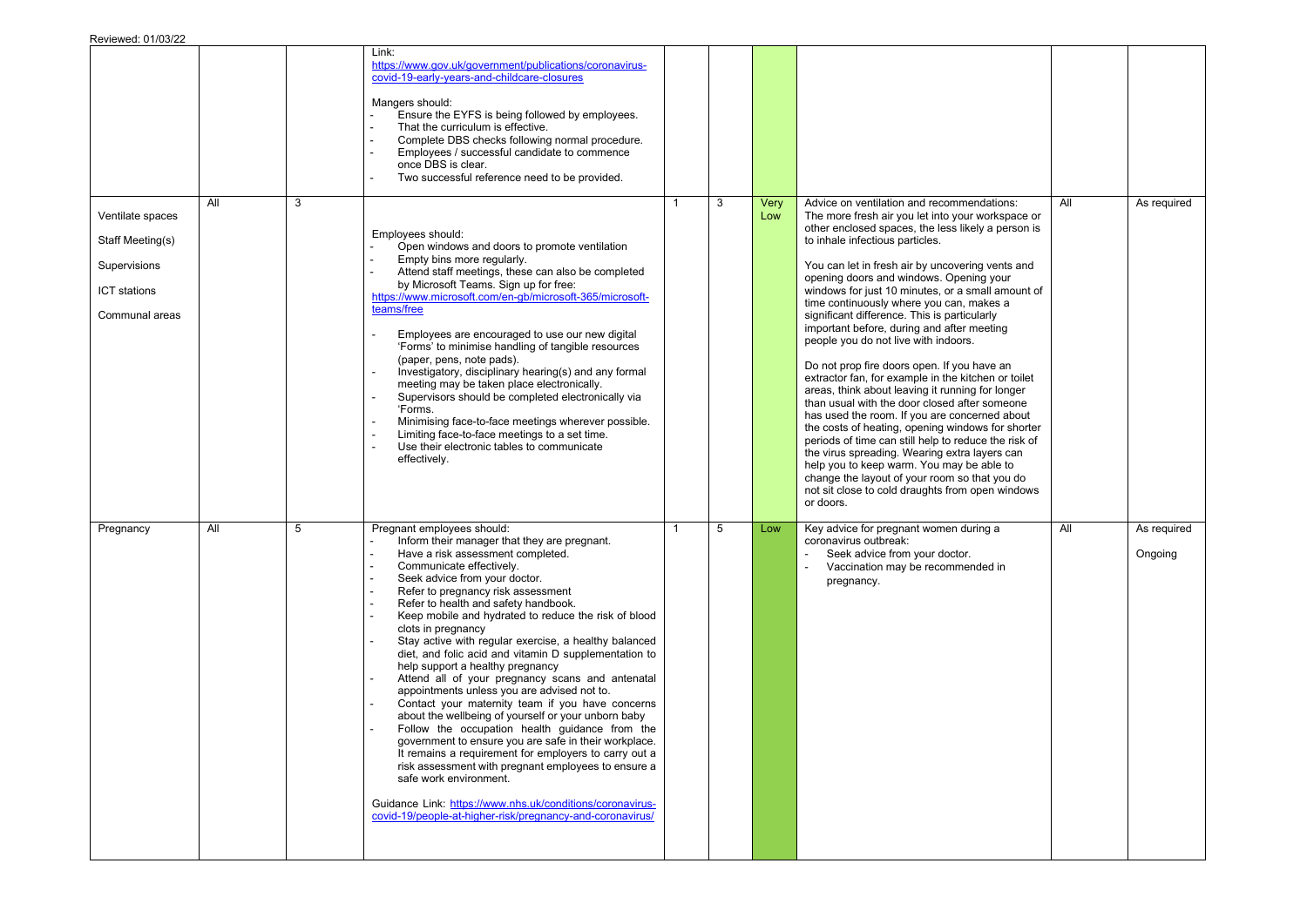Reviewed: 01/03/22

| | | | | | | | | | |
|---|---|---|---|---|---|---|---|---|---|
| | | | Link: https://www.gov.uk/government/publications/coronavirus-covid-19-early-years-and-childcare-closures<br><br>Mangers should:<br>- Ensure the EYFS is being followed by employees.<br>- That the curriculum is effective.<br>- Complete DBS checks following normal procedure.<br>- Employees / successful candidate to commence once DBS is clear.<br>- Two successful reference need to be provided. | | | | | | |
| Ventilate spaces<br><br>Staff Meeting(s)<br><br>Supervisions<br><br>ICT stations<br><br>Communal areas | All | 3 | Employees should:<br>- Open windows and doors to promote ventilation<br>- Empty bins more regularly.<br>- Attend staff meetings, these can also be completed by Microsoft Teams. Sign up for free: https://www.microsoft.com/en-gb/microsoft-365/microsoft-teams/free<br><br>- Employees are encouraged to use our new digital 'Forms' to minimise handling of tangible resources (paper, pens, note pads).<br>- Investigatory, disciplinary hearing(s) and any formal meeting may be taken place electronically.<br>- Supervisors should be completed electronically via 'Forms.<br>- Minimising face-to-face meetings wherever possible.<br>- Limiting face-to-face meetings to a set time.<br>- Use their electronic tables to communicate effectively. | 1 | 3 | Very Low | Advice on ventilation and recommendations: The more fresh air you let into your workspace or other enclosed spaces, the less likely a person is to inhale infectious particles.<br><br>You can let in fresh air by uncovering vents and opening doors and windows. Opening your windows for just 10 minutes, or a small amount of time continuously where you can, makes a significant difference. This is particularly important before, during and after meeting people you do not live with indoors.<br><br>Do not prop fire doors open. If you have an extractor fan, for example in the kitchen or toilet areas, think about leaving it running for longer than usual with the door closed after someone has used the room. If you are concerned about the costs of heating, opening windows for shorter periods of time can still help to reduce the risk of the virus spreading. Wearing extra layers can help you to keep warm. You may be able to change the layout of your room so that you do not sit close to cold draughts from open windows or doors. | All | As required |
| Pregnancy | All | 5 | Pregnant employees should:<br>- Inform their manager that they are pregnant.<br>- Have a risk assessment completed.<br>- Communicate effectively.<br>- Seek advice from your doctor.<br>- Refer to pregnancy risk assessment<br>- Refer to health and safety handbook.<br>- Keep mobile and hydrated to reduce the risk of blood clots in pregnancy<br>- Stay active with regular exercise, a healthy balanced diet, and folic acid and vitamin D supplementation to help support a healthy pregnancy<br>- Attend all of your pregnancy scans and antenatal appointments unless you are advised not to.<br>- Contact your maternity team if you have concerns about the wellbeing of yourself or your unborn baby<br>- Follow the occupation health guidance from the government to ensure you are safe in their workplace. It remains a requirement for employers to carry out a risk assessment with pregnant employees to ensure a safe work environment.<br><br>Guidance Link: https://www.nhs.uk/conditions/coronavirus-covid-19/people-at-higher-risk/pregnancy-and-coronavirus/ | 1 | 5 | Low | Key advice for pregnant women during a coronavirus outbreak:<br>- Seek advice from your doctor.<br>- Vaccination may be recommended in pregnancy. | All | As required<br><br>Ongoing |